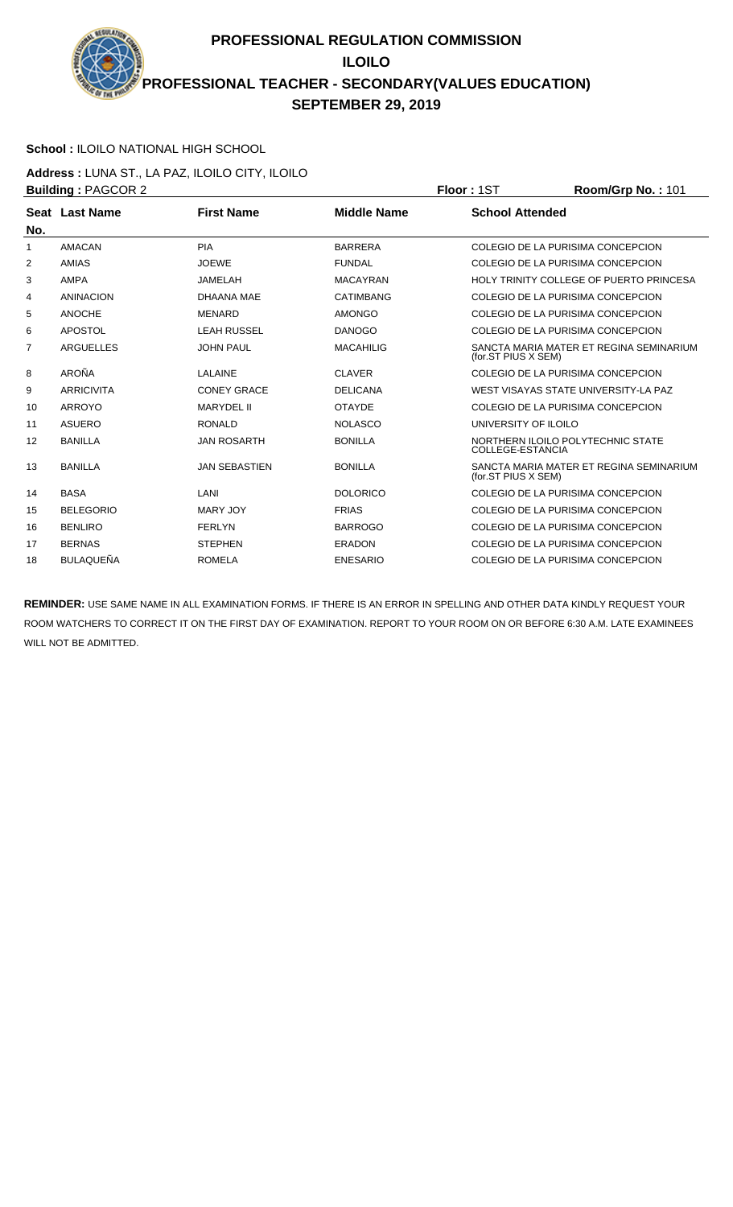# PROFESSIONAL REGULATION COMMISSION
## ILOILO
## PROFESSIONAL TEACHER - SECONDARY(VALUES EDUCATION)
## SEPTEMBER 29, 2019

**School :** ILOILO NATIONAL HIGH SCHOOL

**Address :** LUNA ST., LA PAZ, ILOILO CITY, ILOILO

**Building :** PAGCOR 2 **Floor :** 1ST **Room/Grp No. :** 101

| Seat No. | Last Name | First Name | Middle Name | School Attended |
|---|---|---|---|---|
| 1 | AMACAN | PIA | BARRERA | COLEGIO DE LA PURISIMA CONCEPCION |
| 2 | AMIAS | JOEWE | FUNDAL | COLEGIO DE LA PURISIMA CONCEPCION |
| 3 | AMPA | JAMELAH | MACAYRAN | HOLY TRINITY COLLEGE OF PUERTO PRINCESA |
| 4 | ANINACION | DHAANA MAE | CATIMBANG | COLEGIO DE LA PURISIMA CONCEPCION |
| 5 | ANOCHE | MENARD | AMONGO | COLEGIO DE LA PURISIMA CONCEPCION |
| 6 | APOSTOL | LEAH RUSSEL | DANOGO | COLEGIO DE LA PURISIMA CONCEPCION |
| 7 | ARGUELLES | JOHN PAUL | MACAHILIG | SANCTA MARIA MATER ET REGINA SEMINARIUM (for.ST PIUS X SEM) |
| 8 | AROÑA | LALAINE | CLAVER | COLEGIO DE LA PURISIMA CONCEPCION |
| 9 | ARRICIVITA | CONEY GRACE | DELICANA | WEST VISAYAS STATE UNIVERSITY-LA PAZ |
| 10 | ARROYO | MARYDEL II | OTAYDE | COLEGIO DE LA PURISIMA CONCEPCION |
| 11 | ASUERO | RONALD | NOLASCO | UNIVERSITY OF ILOILO |
| 12 | BANILLA | JAN ROSARTH | BONILLA | NORTHERN ILOILO POLYTECHNIC STATE COLLEGE-ESTANCIA |
| 13 | BANILLA | JAN SEBASTIEN | BONILLA | SANCTA MARIA MATER ET REGINA SEMINARIUM (for.ST PIUS X SEM) |
| 14 | BASA | LANI | DOLORICO | COLEGIO DE LA PURISIMA CONCEPCION |
| 15 | BELEGORIO | MARY JOY | FRIAS | COLEGIO DE LA PURISIMA CONCEPCION |
| 16 | BENLIRO | FERLYN | BARROGO | COLEGIO DE LA PURISIMA CONCEPCION |
| 17 | BERNAS | STEPHEN | ERADON | COLEGIO DE LA PURISIMA CONCEPCION |
| 18 | BULAQUEÑA | ROMELA | ENESARIO | COLEGIO DE LA PURISIMA CONCEPCION |

**REMINDER:** USE SAME NAME IN ALL EXAMINATION FORMS. IF THERE IS AN ERROR IN SPELLING AND OTHER DATA KINDLY REQUEST YOUR ROOM WATCHERS TO CORRECT IT ON THE FIRST DAY OF EXAMINATION. REPORT TO YOUR ROOM ON OR BEFORE 6:30 A.M. LATE EXAMINEES WILL NOT BE ADMITTED.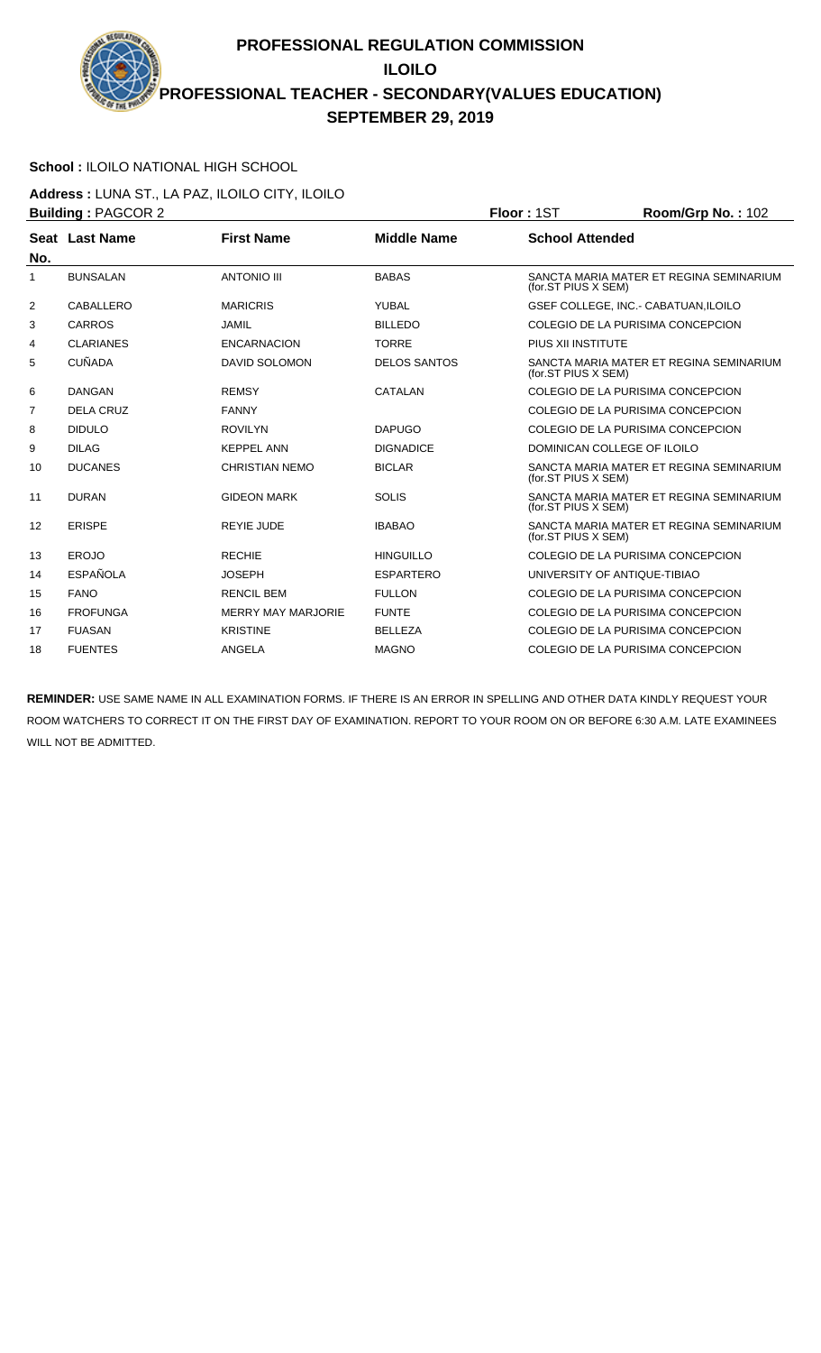# PROFESSIONAL REGULATION COMMISSION
## ILOILO
## PROFESSIONAL TEACHER - SECONDARY(VALUES EDUCATION)
## SEPTEMBER 29, 2019

**School :** ILOILO NATIONAL HIGH SCHOOL

**Address :** LUNA ST., LA PAZ, ILOILO CITY, ILOILO

**Building :** PAGCOR 2 **Floor :** 1ST **Room/Grp No. :** 102

| Seat No. | Last Name | First Name | Middle Name | School Attended |
|---|---|---|---|---|
| 1 | BUNSALAN | ANTONIO III | BABAS | SANCTA MARIA MATER ET REGINA SEMINARIUM (for.ST PIUS X SEM) |
| 2 | CABALLERO | MARICRIS | YUBAL | GSEF COLLEGE, INC.- CABATUAN,ILOILO |
| 3 | CARROS | JAMIL | BILLEDO | COLEGIO DE LA PURISIMA CONCEPCION |
| 4 | CLARIANES | ENCARNACION | TORRE | PIUS XII INSTITUTE |
| 5 | CUÑADA | DAVID SOLOMON | DELOS SANTOS | SANCTA MARIA MATER ET REGINA SEMINARIUM (for.ST PIUS X SEM) |
| 6 | DANGAN | REMSY | CATALAN | COLEGIO DE LA PURISIMA CONCEPCION |
| 7 | DELA CRUZ | FANNY | | COLEGIO DE LA PURISIMA CONCEPCION |
| 8 | DIDULO | ROVILYN | DAPUGO | COLEGIO DE LA PURISIMA CONCEPCION |
| 9 | DILAG | KEPPEL ANN | DIGNADICE | DOMINICAN COLLEGE OF ILOILO |
| 10 | DUCANES | CHRISTIAN NEMO | BICLAR | SANCTA MARIA MATER ET REGINA SEMINARIUM (for.ST PIUS X SEM) |
| 11 | DURAN | GIDEON MARK | SOLIS | SANCTA MARIA MATER ET REGINA SEMINARIUM (for.ST PIUS X SEM) |
| 12 | ERISPE | REYIE JUDE | IBABAO | SANCTA MARIA MATER ET REGINA SEMINARIUM (for.ST PIUS X SEM) |
| 13 | EROJO | RECHIE | HINGUILLO | COLEGIO DE LA PURISIMA CONCEPCION |
| 14 | ESPAÑOLA | JOSEPH | ESPARTERO | UNIVERSITY OF ANTIQUE-TIBIAO |
| 15 | FANO | RENCIL BEM | FULLON | COLEGIO DE LA PURISIMA CONCEPCION |
| 16 | FROFUNGA | MERRY MAY MARJORIE | FUNTE | COLEGIO DE LA PURISIMA CONCEPCION |
| 17 | FUASAN | KRISTINE | BELLEZA | COLEGIO DE LA PURISIMA CONCEPCION |
| 18 | FUENTES | ANGELA | MAGNO | COLEGIO DE LA PURISIMA CONCEPCION |

**REMINDER:** USE SAME NAME IN ALL EXAMINATION FORMS. IF THERE IS AN ERROR IN SPELLING AND OTHER DATA KINDLY REQUEST YOUR ROOM WATCHERS TO CORRECT IT ON THE FIRST DAY OF EXAMINATION. REPORT TO YOUR ROOM ON OR BEFORE 6:30 A.M. LATE EXAMINEES WILL NOT BE ADMITTED.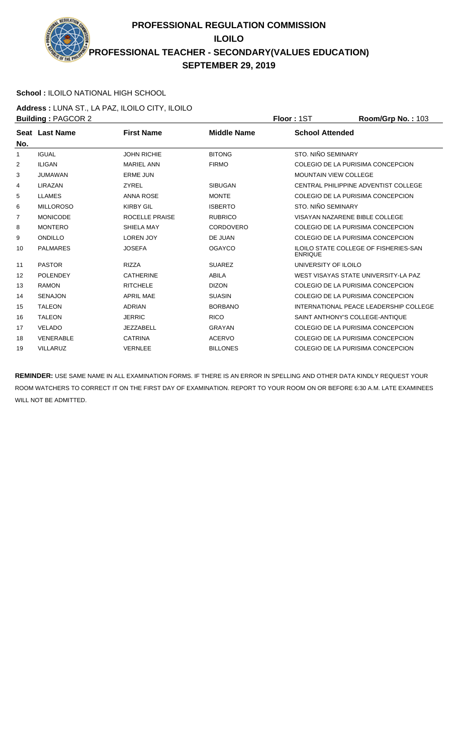# PROFESSIONAL REGULATION COMMISSION
## ILOILO
## PROFESSIONAL TEACHER - SECONDARY(VALUES EDUCATION)
## SEPTEMBER 29, 2019

**School :** ILOILO NATIONAL HIGH SCHOOL

**Address :** LUNA ST., LA PAZ, ILOILO CITY, ILOILO

**Building :** PAGCOR 2 **Floor :** 1ST **Room/Grp No. :** 103

| Seat No. | Last Name | First Name | Middle Name | School Attended |
|---|---|---|---|---|
| 1 | IGUAL | JOHN RICHIE | BITONG | STO. NIÑO SEMINARY |
| 2 | ILIGAN | MARIEL ANN | FIRMO | COLEGIO DE LA PURISIMA CONCEPCION |
| 3 | JUMAWAN | ERME JUN | | MOUNTAIN VIEW COLLEGE |
| 4 | LIRAZAN | ZYREL | SIBUGAN | CENTRAL PHILIPPINE ADVENTIST COLLEGE |
| 5 | LLAMES | ANNA ROSE | MONTE | COLEGIO DE LA PURISIMA CONCEPCION |
| 6 | MILLOROSO | KIRBY GIL | ISBERTO | STO. NIÑO SEMINARY |
| 7 | MONICODE | ROCELLE PRAISE | RUBRICO | VISAYAN NAZARENE BIBLE COLLEGE |
| 8 | MONTERO | SHIELA MAY | CORDOVERO | COLEGIO DE LA PURISIMA CONCEPCION |
| 9 | ONDILLO | LOREN JOY | DE JUAN | COLEGIO DE LA PURISIMA CONCEPCION |
| 10 | PALMARES | JOSEFA | OGAYCO | ILOILO STATE COLLEGE OF FISHERIES-SAN ENRIQUE |
| 11 | PASTOR | RIZZA | SUAREZ | UNIVERSITY OF ILOILO |
| 12 | POLENDEY | CATHERINE | ABILA | WEST VISAYAS STATE UNIVERSITY-LA PAZ |
| 13 | RAMON | RITCHELE | DIZON | COLEGIO DE LA PURISIMA CONCEPCION |
| 14 | SENAJON | APRIL MAE | SUASIN | COLEGIO DE LA PURISIMA CONCEPCION |
| 15 | TALEON | ADRIAN | BORBANO | INTERNATIONAL PEACE LEADERSHIP COLLEGE |
| 16 | TALEON | JERRIC | RICO | SAINT ANTHONY'S COLLEGE-ANTIQUE |
| 17 | VELADO | JEZZABELL | GRAYAN | COLEGIO DE LA PURISIMA CONCEPCION |
| 18 | VENERABLE | CATRINA | ACERVO | COLEGIO DE LA PURISIMA CONCEPCION |
| 19 | VILLARUZ | VERNLEE | BILLONES | COLEGIO DE LA PURISIMA CONCEPCION |

**REMINDER:** USE SAME NAME IN ALL EXAMINATION FORMS. IF THERE IS AN ERROR IN SPELLING AND OTHER DATA KINDLY REQUEST YOUR ROOM WATCHERS TO CORRECT IT ON THE FIRST DAY OF EXAMINATION. REPORT TO YOUR ROOM ON OR BEFORE 6:30 A.M. LATE EXAMINEES WILL NOT BE ADMITTED.